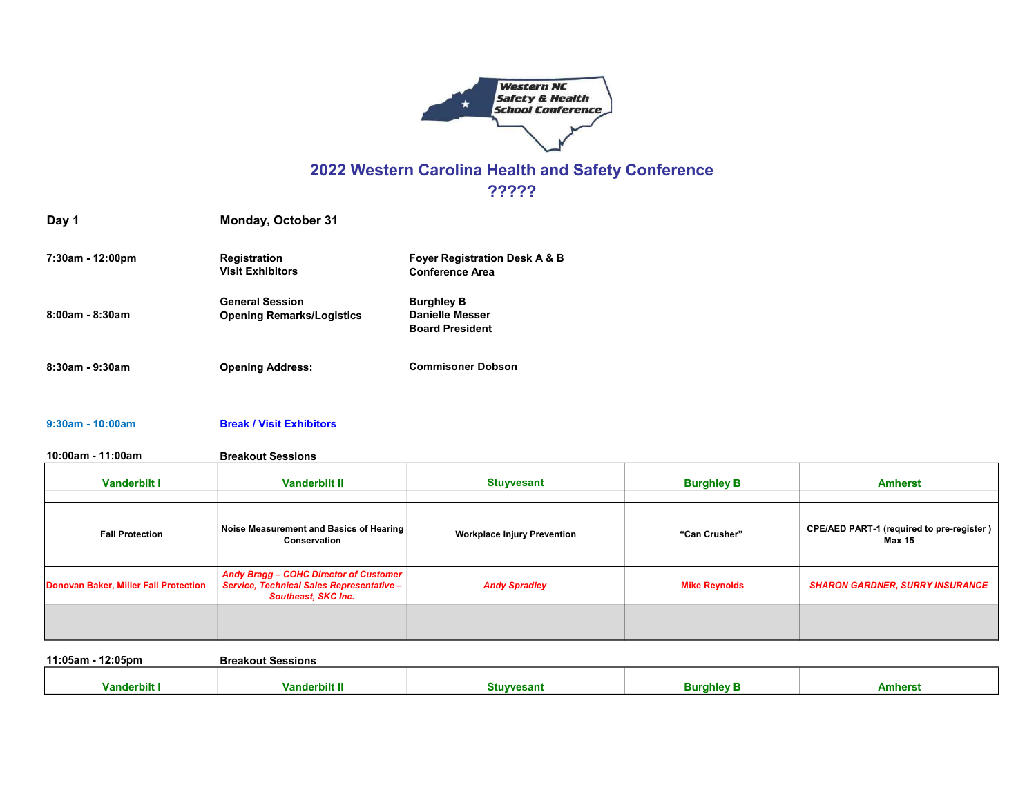# 2022 Western Carolina Health and Safety Conference

## ?????

**Day 1** **Monday, October 31**

| | | |
|---|---|---|
| **7:30am - 12:00pm** | **Registration**<br>**Visit Exhibitors** | **Foyer Registration Desk A & B**<br>**Conference Area** |
| **8:00am - 8:30am** | **General Session**<br>**Opening Remarks/Logistics** | **Burghley B**<br>**Danielle Messer**<br>**Board President** |
| **8:30am - 9:30am** | **Opening Address:** | **Commisoner Dobson** |
| **9:30am - 10:00am** | **Break / Visit Exhibitors** | |

**10:00am - 11:00am** **Breakout Sessions**

| Vanderbilt I | Vanderbilt II | Stuyvesant | Burghley B | Amherst |
|---|---|---|---|---|
| | | | | |
| **Fall Protection** | **Noise Measurement and Basics of Hearing Conservation** | **Workplace Injury Prevention** | **“Can Crusher”** | **CPE/AED PART-1 (required to pre-register ) Max 15** |
| **Donovan Baker, Miller Fall Protection** | ***Andy Bragg – COHC Director of Customer Service, Technical Sales Representative – Southeast, SKC Inc.*** | ***Andy Spradley*** | **Mike Reynolds** | ***SHARON GARDNER, SURRY INSURANCE*** |
| | | | | |

**11:05am - 12:05pm** **Breakout Sessions**

| Vanderbilt I | Vanderbilt II | Stuyvesant | Burghley B | Amherst |
|---|---|---|---|---|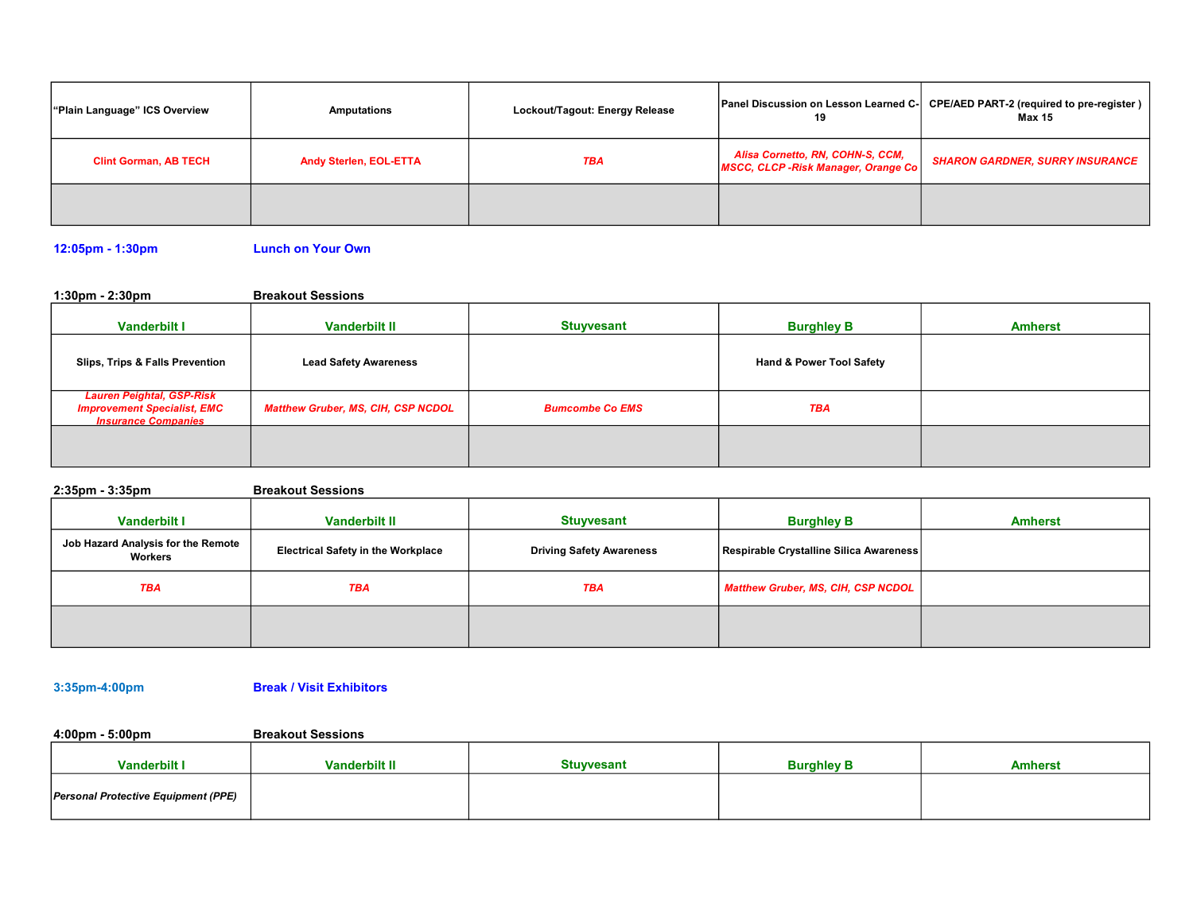| “Plain Language” ICS Overview | Amputations | Lockout/Tagout: Energy Release | Panel Discussion on Lesson Learned C-19 | CPE/AED PART-2 (required to pre-register ) Max 15 |
|---|---|---|---|---|
| Clint Gorman, AB TECH | Andy Sterlen, EOL-ETTA | *TBA* | *Alisa Cornetto, RN, COHN-S, CCM, MSCC, CLCP -Risk Manager, Orange Co* | *SHARON GARDNER, SURRY INSURANCE* |
| | | | | |

**12:05pm - 1:30pm** **Lunch on Your Own**

**1:30pm - 2:30pm** **Breakout Sessions**

| Vanderbilt I | Vanderbilt II | Stuyvesant | Burghley B | Amherst |
|---|---|---|---|---|
| Slips, Trips & Falls Prevention | Lead Safety Awareness | | Hand & Power Tool Safety | |
| *Lauren Peightal, GSP-Risk Improvement Specialist, EMC Insurance Companies* | *Matthew Gruber, MS, CIH, CSP NCDOL* | *Bumcombe Co EMS* | *TBA* | |
| | | | | |

**2:35pm - 3:35pm** **Breakout Sessions**

| Vanderbilt I | Vanderbilt II | Stuyvesant | Burghley B | Amherst |
|---|---|---|---|---|
| Job Hazard Analysis for the Remote Workers | Electrical Safety in the Workplace | Driving Safety Awareness | Respirable Crystalline Silica Awareness | |
| *TBA* | *TBA* | *TBA* | *Matthew Gruber, MS, CIH, CSP NCDOL* | |
| | | | | |

**3:35pm-4:00pm** **Break / Visit Exhibitors**

**4:00pm - 5:00pm** **Breakout Sessions**

| Vanderbilt I | Vanderbilt II | Stuyvesant | Burghley B | Amherst |
|---|---|---|---|---|
| *Personal Protective Equipment (PPE)* | | | | |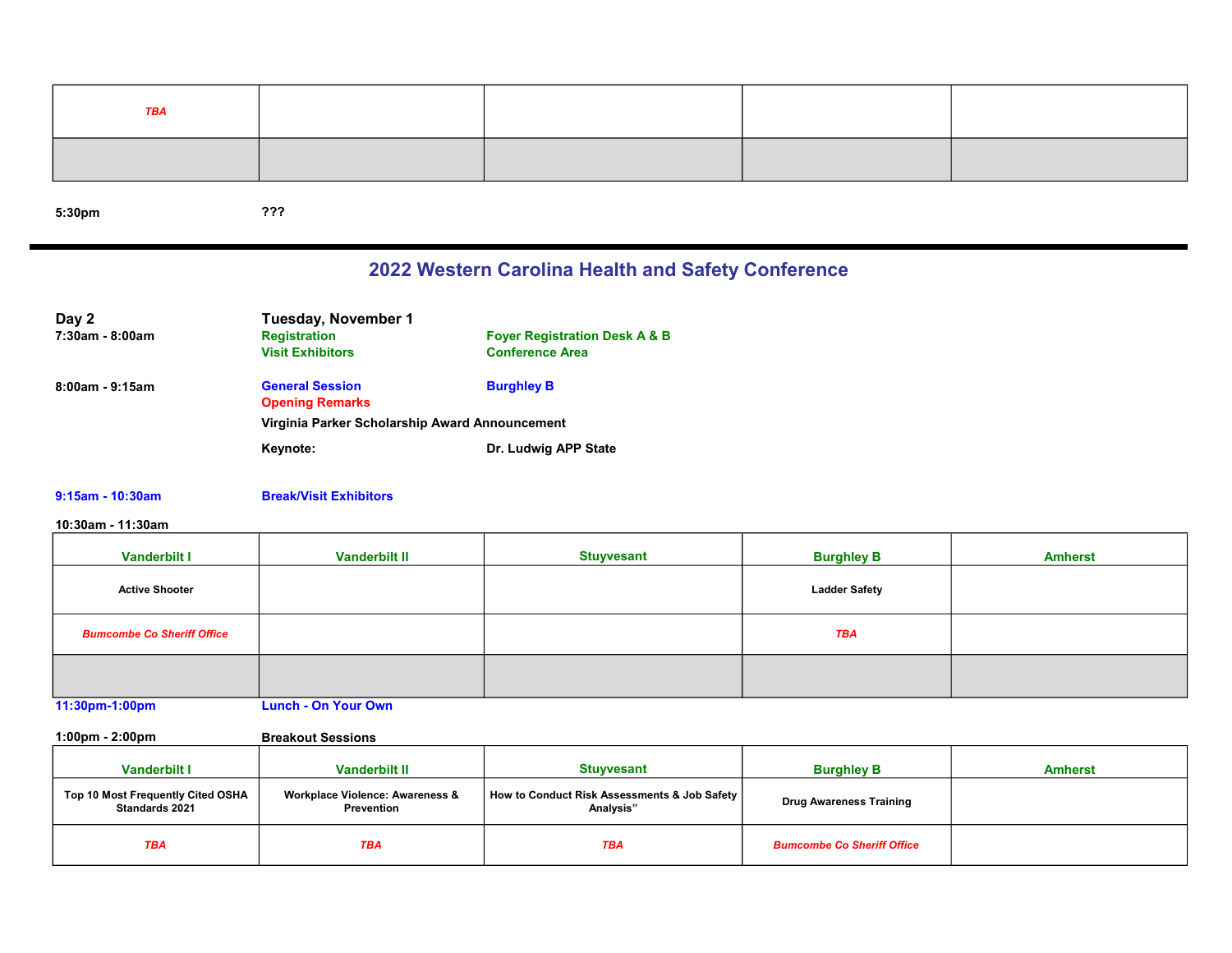| | | | | |
|---|---|---|---|---|
| *TBA* | | | | |
| | | | | |

**5:30pm** ???

## 2022 Western Carolina Health and Safety Conference

**Day 2** — **Tuesday, November 1**

**7:30am - 8:00am** — **Registration** — **Foyer Registration Desk A & B**
**Visit Exhibitors** — **Conference Area**

**8:00am - 9:15am** — **General Session** — **Burghley B**
**Opening Remarks**
**Virginia Parker Scholarship Award Announcement**
**Keynote:** — **Dr. Ludwig APP State**

**9:15am - 10:30am** — **Break/Visit Exhibitors**

**10:30am - 11:30am**

| Vanderbilt I | Vanderbilt II | Stuyvesant | Burghley B | Amherst |
|---|---|---|---|---|
| Active Shooter | | | Ladder Safety | |
| *Bumcombe Co Sheriff Office* | | | *TBA* | |
| | | | | |

**11:30pm-1:00pm** — **Lunch - On Your Own**

**1:00pm - 2:00pm** — **Breakout Sessions**

| Vanderbilt I | Vanderbilt II | Stuyvesant | Burghley B | Amherst |
|---|---|---|---|---|
| Top 10 Most Frequently Cited OSHA Standards 2021 | Workplace Violence: Awareness & Prevention | How to Conduct Risk Assessments & Job Safety Analysis" | Drug Awareness Training | |
| *TBA* | *TBA* | *TBA* | *Bumcombe Co Sheriff Office* | |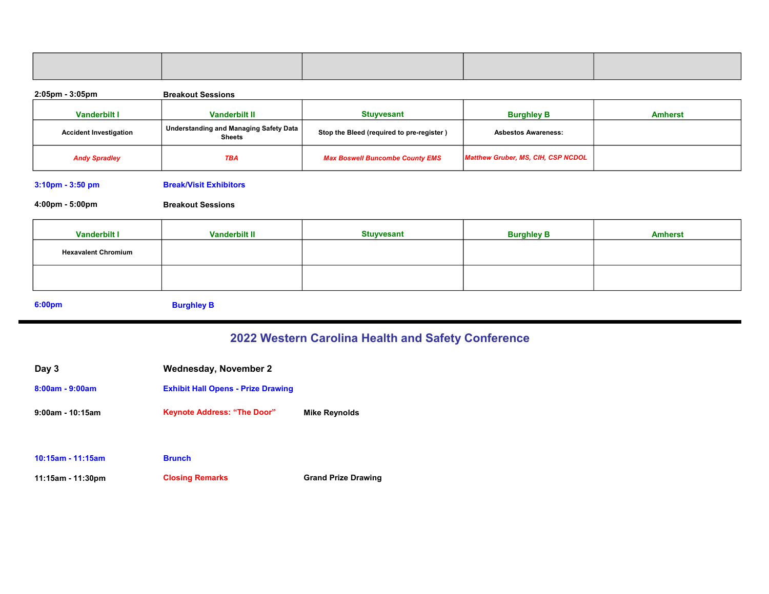| | | | | |
|---|---|---|---|---|
| | | | | |

**2:05pm - 3:05pm** **Breakout Sessions**

| Vanderbilt I | Vanderbilt II | Stuyvesant | Burghley B | Amherst |
|---|---|---|---|---|
| Accident Investigation | Understanding and Managing Safety Data Sheets | Stop the Bleed (required to pre-register ) | Asbestos Awareness: | |
| *Andy Spradley* | *TBA* | *Max Boswell Buncombe County EMS* | *Matthew Gruber, MS, CIH, CSP NCDOL* | |

**3:10pm - 3:50 pm** **Break/Visit Exhibitors**

**4:00pm - 5:00pm** **Breakout Sessions**

| Vanderbilt I | Vanderbilt II | Stuyvesant | Burghley B | Amherst |
|---|---|---|---|---|
| Hexavalent Chromium | | | | |
| | | | | |

**6:00pm** **Burghley B**

---

## 2022 Western Carolina Health and Safety Conference

**Day 3** **Wednesday, November 2**

**8:00am - 9:00am** **Exhibit Hall Opens - Prize Drawing**

**9:00am - 10:15am** **Keynote Address: “The Door”** **Mike Reynolds**

**10:15am - 11:15am** **Brunch**

**11:15am - 11:30pm** **Closing Remarks** **Grand Prize Drawing**